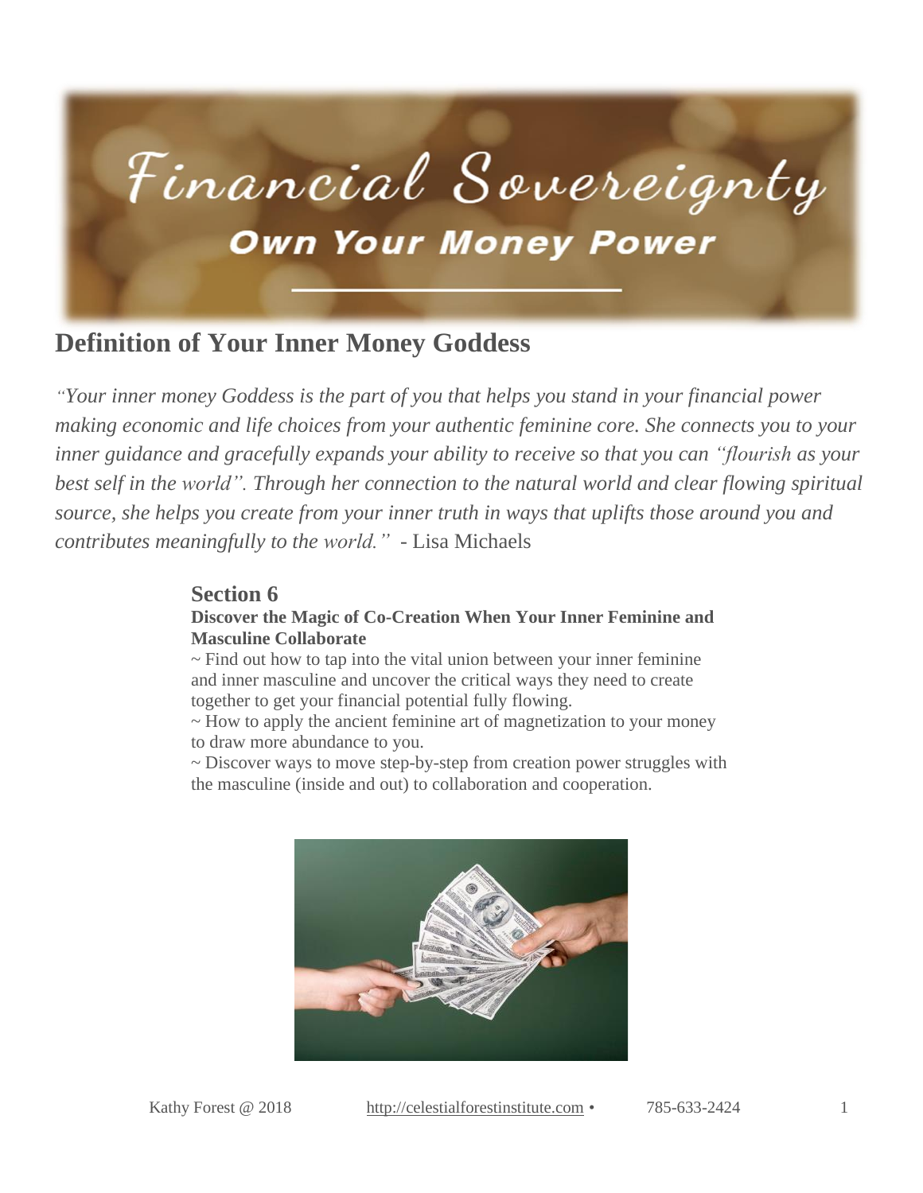# Financial Sovereignty

## Own Your Money Power

## Definition of Your Inner Money Goddess

*"Your inner money Goddess is the part of you that helps you stand in your financial power making economic and life choices from your authentic feminine core. She connects you to your inner guidance and gracefully expands your ability to receive so that you can "flourish as your best self in the world". Through her connection to the natural world and clear flowing spiritual source, she helps you create from your inner truth in ways that uplifts those around you and contributes meaningfully to the world."* - Lisa Michaels

### Section 6

**Discover the Magic of Co-Creation When Your Inner Feminine and Masculine Collaborate**

~ Find out how to tap into the vital union between your inner feminine and inner masculine and uncover the critical ways they need to create together to get your financial potential fully flowing.

~ How to apply the ancient feminine art of magnetization to your money to draw more abundance to you.

~ Discover ways to move step-by-step from creation power struggles with the masculine (inside and out) to collaboration and cooperation.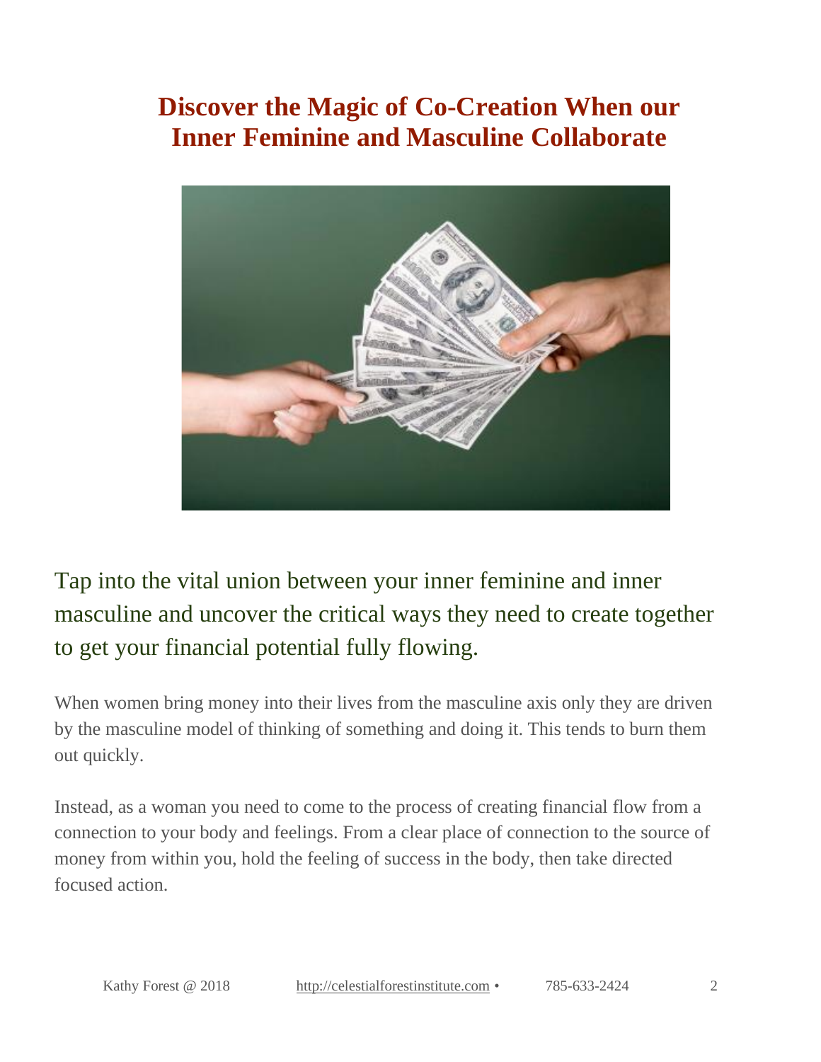# Discover the Magic of Co-Creation When our Inner Feminine and Masculine Collaborate

## Tap into the vital union between your inner feminine and inner masculine and uncover the critical ways they need to create together to get your financial potential fully flowing.

When women bring money into their lives from the masculine axis only they are driven by the masculine model of thinking of something and doing it. This tends to burn them out quickly.

Instead, as a woman you need to come to the process of creating financial flow from a connection to your body and feelings. From a clear place of connection to the source of money from within you, hold the feeling of success in the body, then take directed focused action.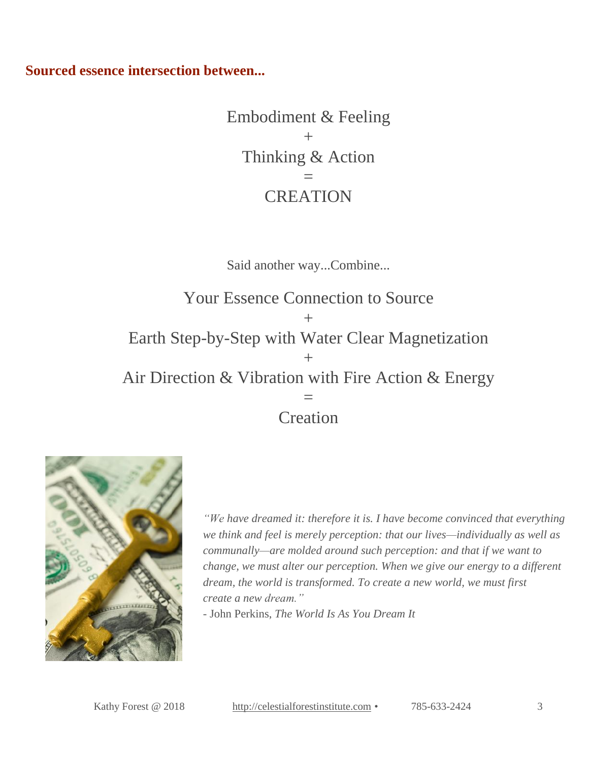**Sourced essence intersection between...**

Embodiment & Feeling

+

Thinking & Action

=

CREATION

Said another way...Combine...

Your Essence Connection to Source

+

Earth Step-by-Step with Water Clear Magnetization

+

Air Direction & Vibration with Fire Action & Energy

=

Creation

*"We have dreamed it: therefore it is. I have become convinced that everything we think and feel is merely perception: that our lives—individually as well as communally—are molded around such perception: and that if we want to change, we must alter our perception. When we give our energy to a different dream, the world is transformed. To create a new world, we must first create a new dream."*

- John Perkins, *The World Is As You Dream It*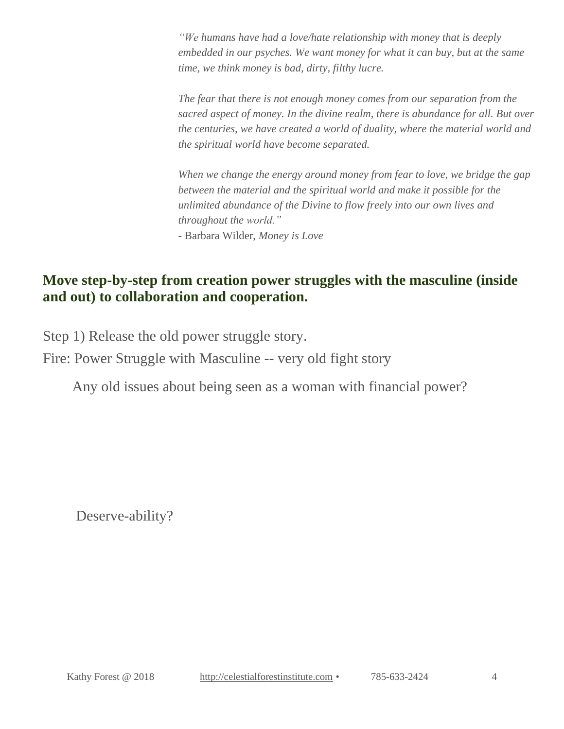*"We humans have had a love/hate relationship with money that is deeply embedded in our psyches. We want money for what it can buy, but at the same time, we think money is bad, dirty, filthy lucre.*

*The fear that there is not enough money comes from our separation from the sacred aspect of money. In the divine realm, there is abundance for all. But over the centuries, we have created a world of duality, where the material world and the spiritual world have become separated.*

*When we change the energy around money from fear to love, we bridge the gap between the material and the spiritual world and make it possible for the unlimited abundance of the Divine to flow freely into our own lives and throughout the world."*
- Barbara Wilder, *Money is Love*

## Move step-by-step from creation power struggles with the masculine (inside and out) to collaboration and cooperation.

Step 1) Release the old power struggle story.

Fire: Power Struggle with Masculine -- very old fight story

Any old issues about being seen as a woman with financial power?

Deserve-ability?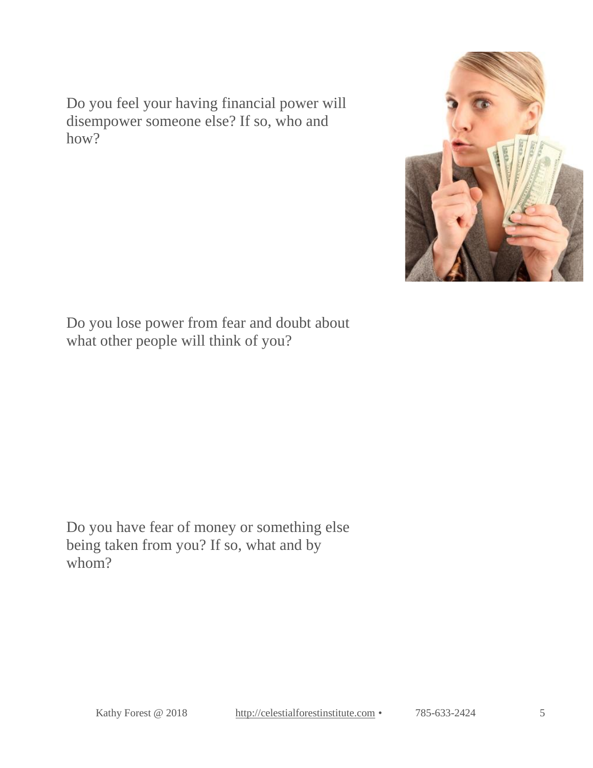Do you feel your having financial power will disempower someone else? If so, who and how?

Do you lose power from fear and doubt about what other people will think of you?

Do you have fear of money or something else being taken from you? If so, what and by whom?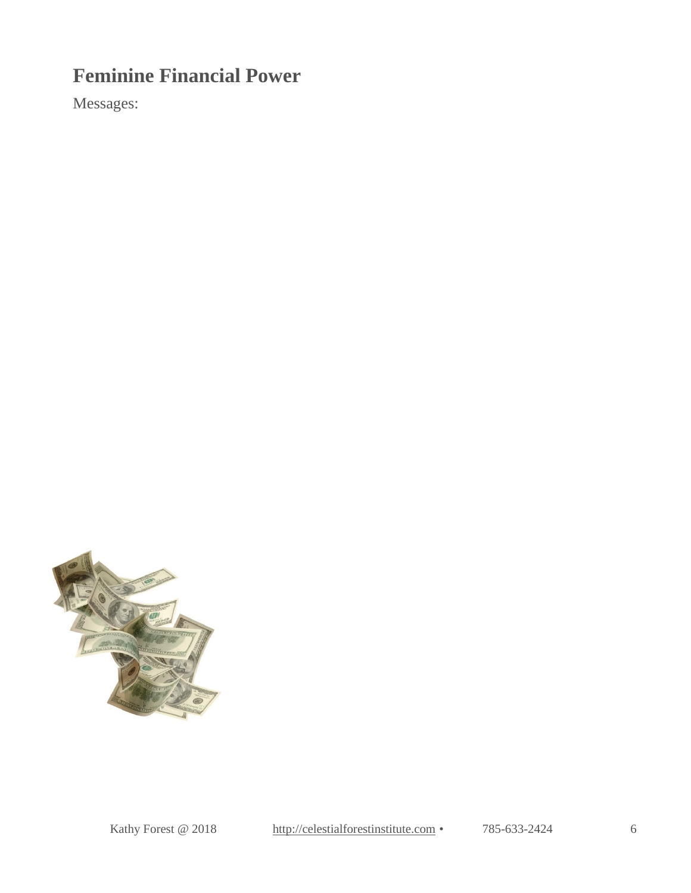# Feminine Financial Power

Messages: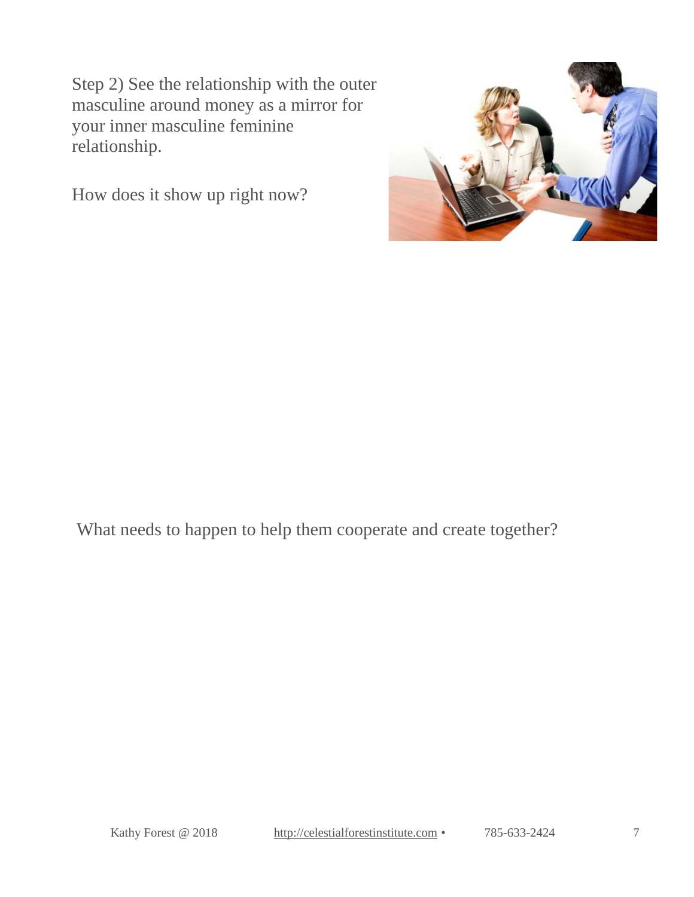Step 2) See the relationship with the outer masculine around money as a mirror for your inner masculine feminine relationship.

How does it show up right now?

What needs to happen to help them cooperate and create together?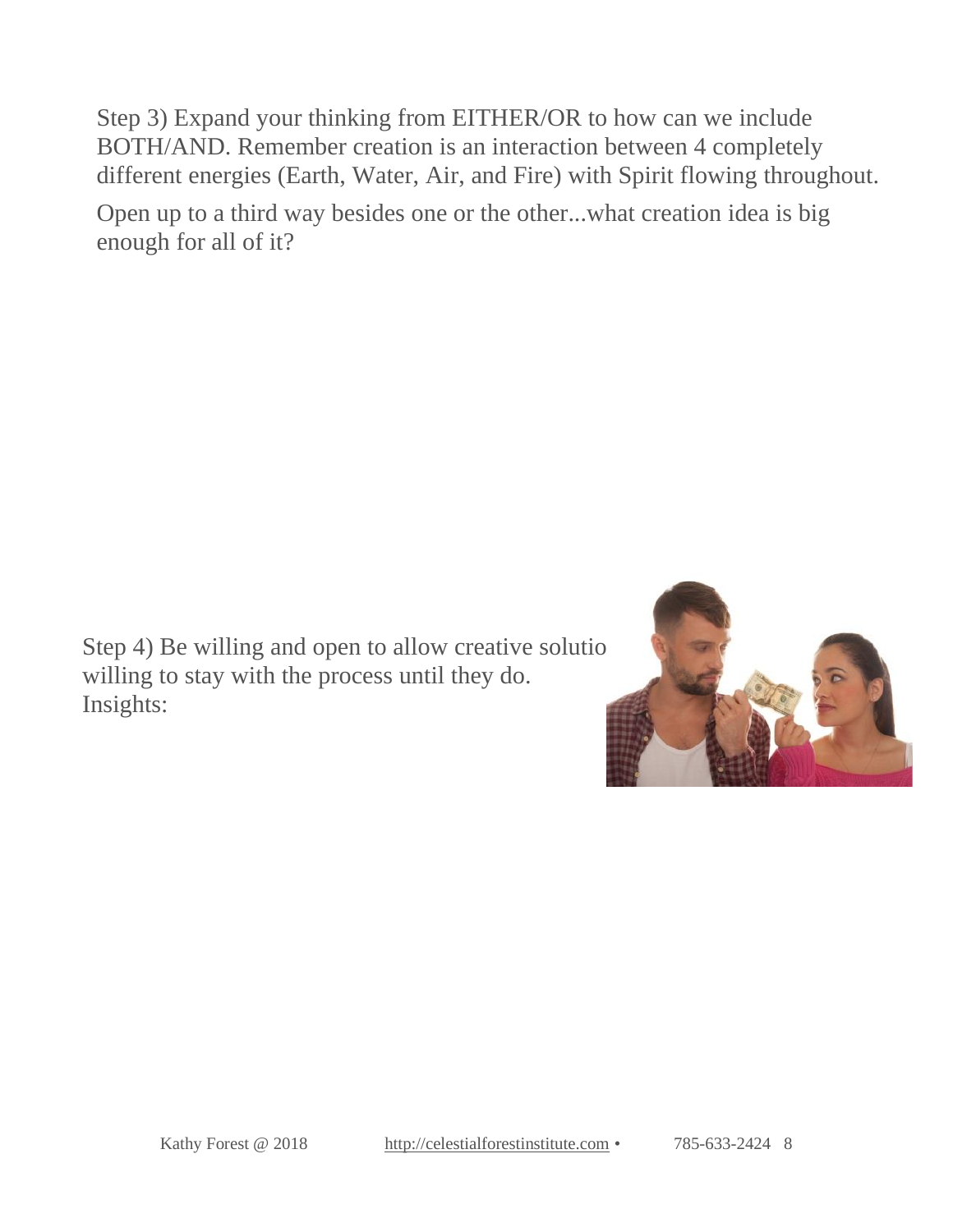Step 3) Expand your thinking from EITHER/OR to how can we include BOTH/AND. Remember creation is an interaction between 4 completely different energies (Earth, Water, Air, and Fire) with Spirit flowing throughout.

Open up to a third way besides one or the other...what creation idea is big enough for all of it?

Step 4) Be willing and open to allow creative solutio willing to stay with the process until they do.
Insights: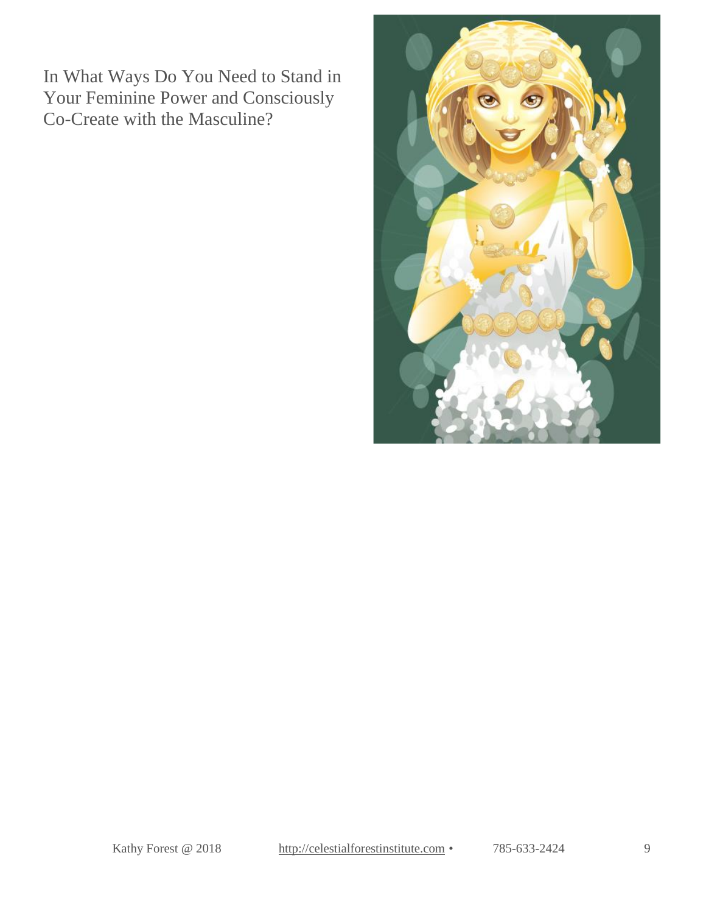In What Ways Do You Need to Stand in Your Feminine Power and Consciously Co-Create with the Masculine?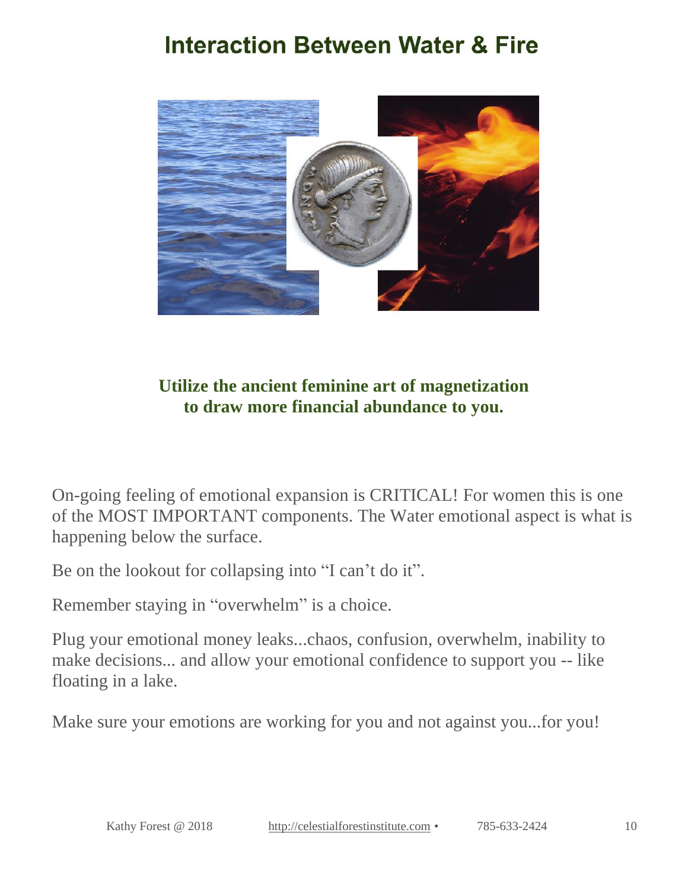# Interaction Between Water & Fire

**Utilize the ancient feminine art of magnetization to draw more financial abundance to you.**

On-going feeling of emotional expansion is CRITICAL! For women this is one of the MOST IMPORTANT components. The Water emotional aspect is what is happening below the surface.

Be on the lookout for collapsing into "I can't do it".

Remember staying in "overwhelm" is a choice.

Plug your emotional money leaks...chaos, confusion, overwhelm, inability to make decisions... and allow your emotional confidence to support you -- like floating in a lake.

Make sure your emotions are working for you and not against you...for you!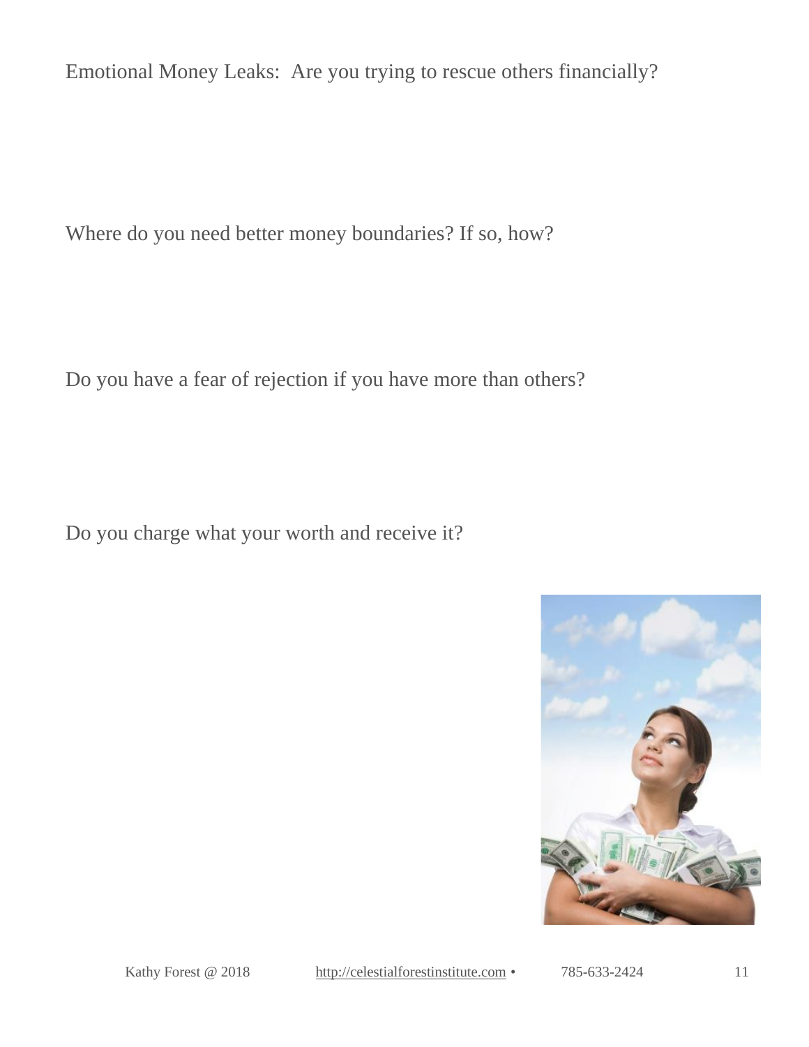Emotional Money Leaks: Are you trying to rescue others financially?

Where do you need better money boundaries? If so, how?

Do you have a fear of rejection if you have more than others?

Do you charge what your worth and receive it?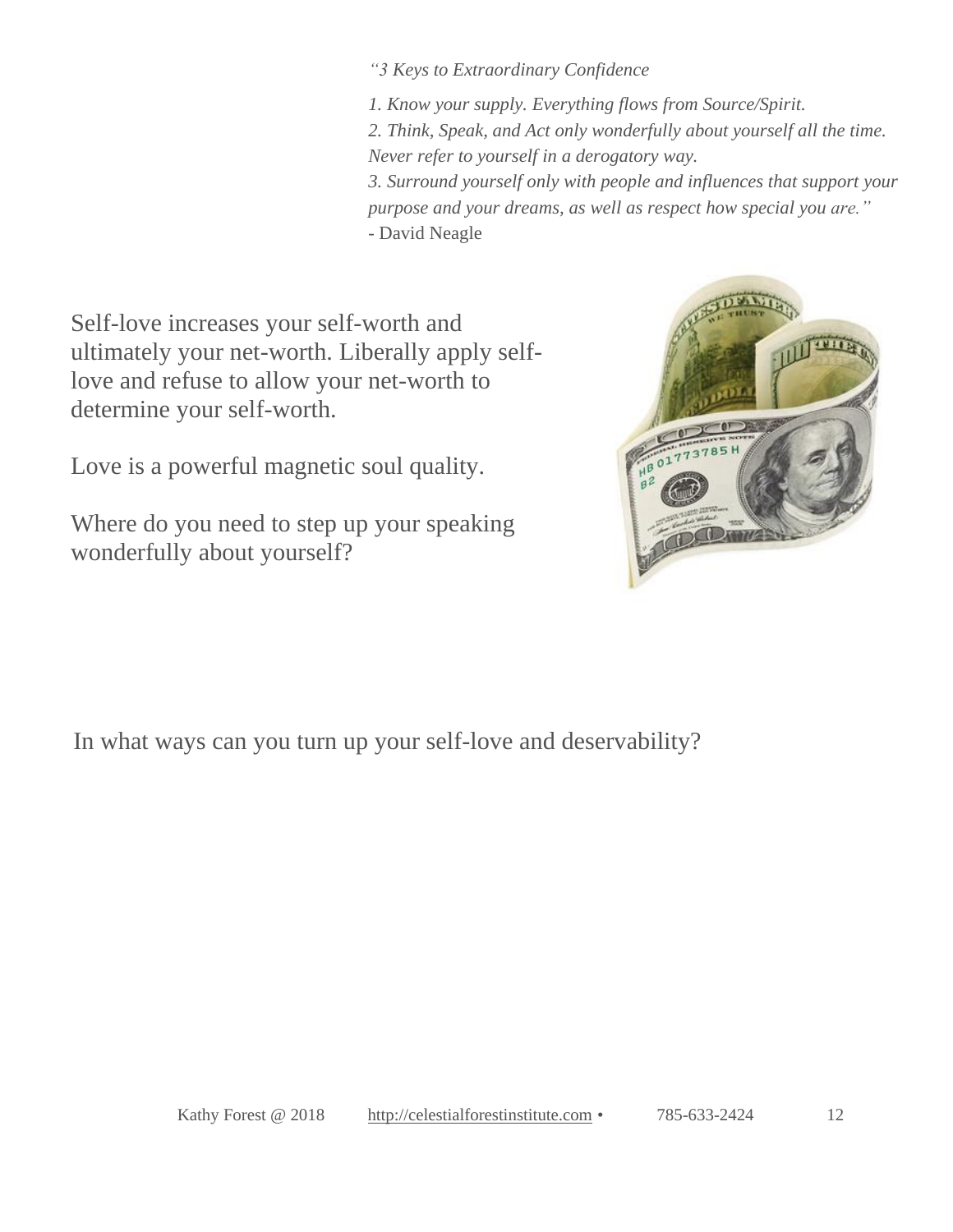*"3 Keys to Extraordinary Confidence*

*1. Know your supply. Everything flows from Source/Spirit.*
*2. Think, Speak, and Act only wonderfully about yourself all the time. Never refer to yourself in a derogatory way.*
*3. Surround yourself only with people and influences that support your purpose and your dreams, as well as respect how special you are."*
- David Neagle

Self-love increases your self-worth and ultimately your net-worth. Liberally apply self-love and refuse to allow your net-worth to determine your self-worth.

Love is a powerful magnetic soul quality.

Where do you need to step up your speaking wonderfully about yourself?

In what ways can you turn up your self-love and deservability?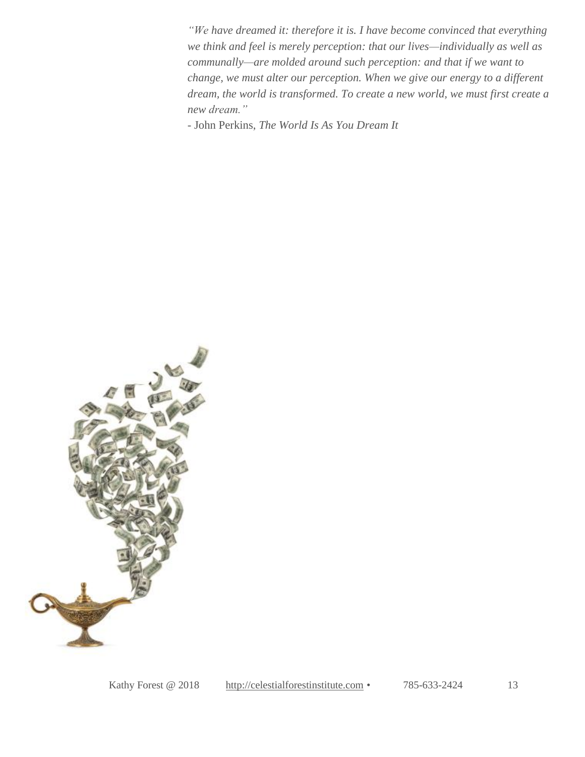*"We have dreamed it: therefore it is. I have become convinced that everything we think and feel is merely perception: that our lives—individually as well as communally—are molded around such perception: and that if we want to change, we must alter our perception. When we give our energy to a different dream, the world is transformed. To create a new world, we must first create a new dream."*

- John Perkins, *The World Is As You Dream It*